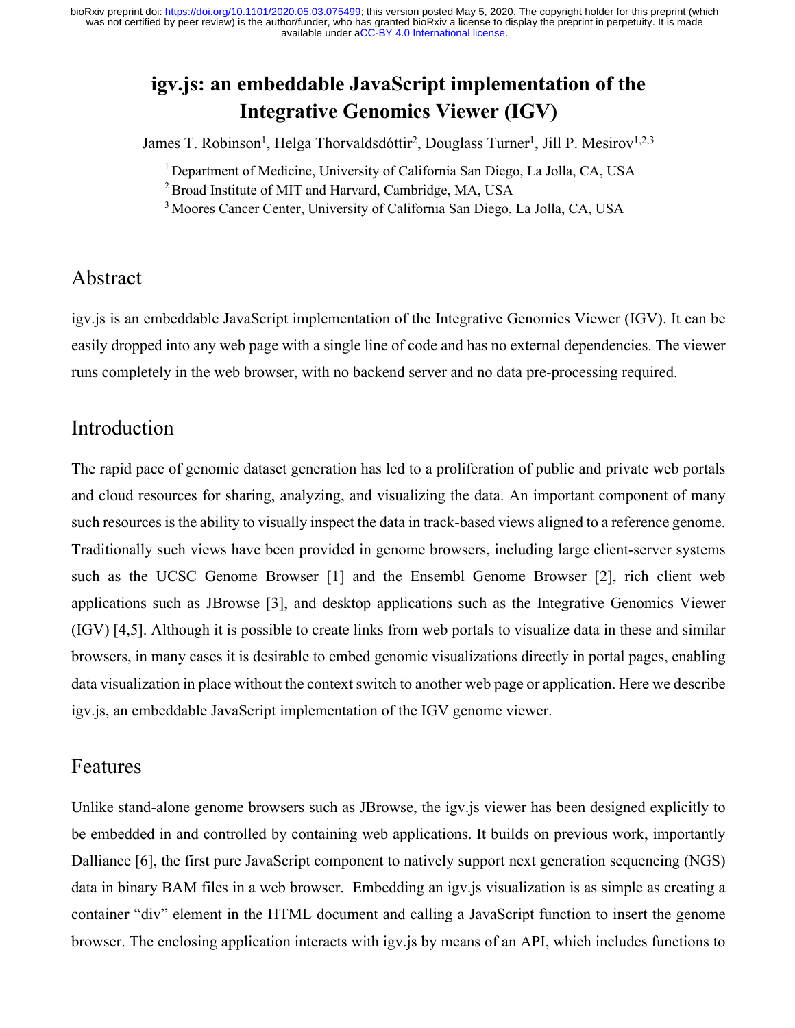# igv.js: an embeddable JavaScript implementation of the Integrative Genomics Viewer (IGV)

James T. Robinson[1], Helga Thorvaldsdóttir[2], Douglass Turner[1], Jill P. Mesirov[1,2,3]

[1] Department of Medicine, University of California San Diego, La Jolla, CA, USA

[2] Broad Institute of MIT and Harvard, Cambridge, MA, USA

[3] Moores Cancer Center, University of California San Diego, La Jolla, CA, USA

## Abstract

igv.js is an embeddable JavaScript implementation of the Integrative Genomics Viewer (IGV). It can be easily dropped into any web page with a single line of code and has no external dependencies. The viewer runs completely in the web browser, with no backend server and no data pre-processing required.

## Introduction

The rapid pace of genomic dataset generation has led to a proliferation of public and private web portals and cloud resources for sharing, analyzing, and visualizing the data. An important component of many such resources is the ability to visually inspect the data in track-based views aligned to a reference genome. Traditionally such views have been provided in genome browsers, including large client-server systems such as the UCSC Genome Browser [1] and the Ensembl Genome Browser [2], rich client web applications such as JBrowse [3], and desktop applications such as the Integrative Genomics Viewer (IGV) [4,5]. Although it is possible to create links from web portals to visualize data in these and similar browsers, in many cases it is desirable to embed genomic visualizations directly in portal pages, enabling data visualization in place without the context switch to another web page or application. Here we describe igv.js, an embeddable JavaScript implementation of the IGV genome viewer.

## Features

Unlike stand-alone genome browsers such as JBrowse, the igv.js viewer has been designed explicitly to be embedded in and controlled by containing web applications. It builds on previous work, importantly Dalliance [6], the first pure JavaScript component to natively support next generation sequencing (NGS) data in binary BAM files in a web browser. Embedding an igv.js visualization is as simple as creating a container "div" element in the HTML document and calling a JavaScript function to insert the genome browser. The enclosing application interacts with igv.js by means of an API, which includes functions to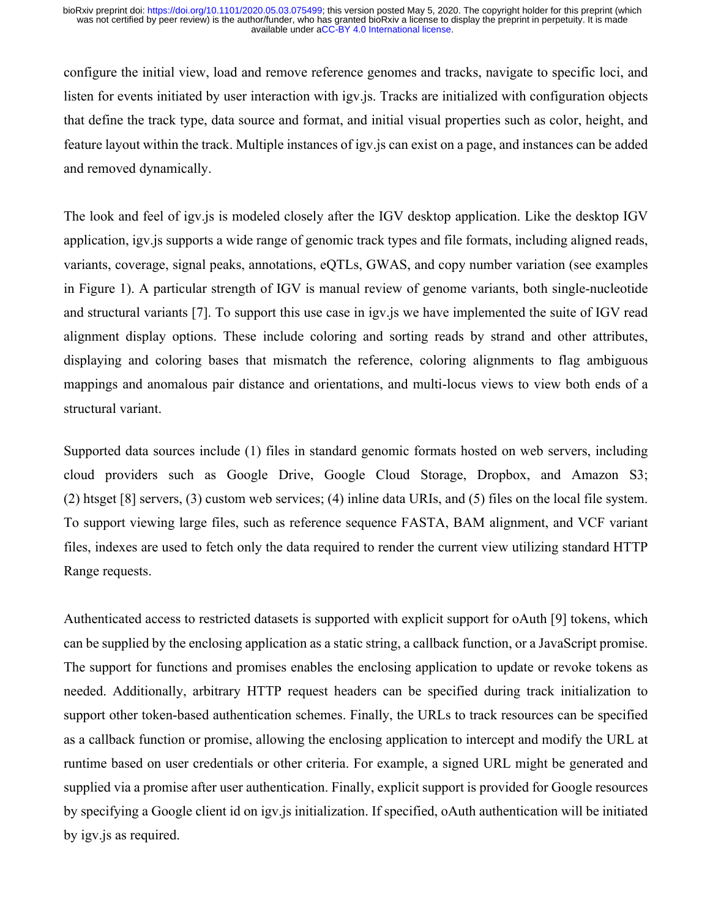configure the initial view, load and remove reference genomes and tracks, navigate to specific loci, and listen for events initiated by user interaction with igv.js. Tracks are initialized with configuration objects that define the track type, data source and format, and initial visual properties such as color, height, and feature layout within the track. Multiple instances of igv.js can exist on a page, and instances can be added and removed dynamically.

The look and feel of igv.js is modeled closely after the IGV desktop application. Like the desktop IGV application, igv.js supports a wide range of genomic track types and file formats, including aligned reads, variants, coverage, signal peaks, annotations, eQTLs, GWAS, and copy number variation (see examples in Figure 1). A particular strength of IGV is manual review of genome variants, both single-nucleotide and structural variants [7]. To support this use case in igv.js we have implemented the suite of IGV read alignment display options. These include coloring and sorting reads by strand and other attributes, displaying and coloring bases that mismatch the reference, coloring alignments to flag ambiguous mappings and anomalous pair distance and orientations, and multi-locus views to view both ends of a structural variant.

Supported data sources include (1) files in standard genomic formats hosted on web servers, including cloud providers such as Google Drive, Google Cloud Storage, Dropbox, and Amazon S3; (2) htsget [8] servers, (3) custom web services; (4) inline data URIs, and (5) files on the local file system. To support viewing large files, such as reference sequence FASTA, BAM alignment, and VCF variant files, indexes are used to fetch only the data required to render the current view utilizing standard HTTP Range requests.

Authenticated access to restricted datasets is supported with explicit support for oAuth [9] tokens, which can be supplied by the enclosing application as a static string, a callback function, or a JavaScript promise. The support for functions and promises enables the enclosing application to update or revoke tokens as needed. Additionally, arbitrary HTTP request headers can be specified during track initialization to support other token-based authentication schemes. Finally, the URLs to track resources can be specified as a callback function or promise, allowing the enclosing application to intercept and modify the URL at runtime based on user credentials or other criteria. For example, a signed URL might be generated and supplied via a promise after user authentication. Finally, explicit support is provided for Google resources by specifying a Google client id on igv.js initialization. If specified, oAuth authentication will be initiated by igv.js as required.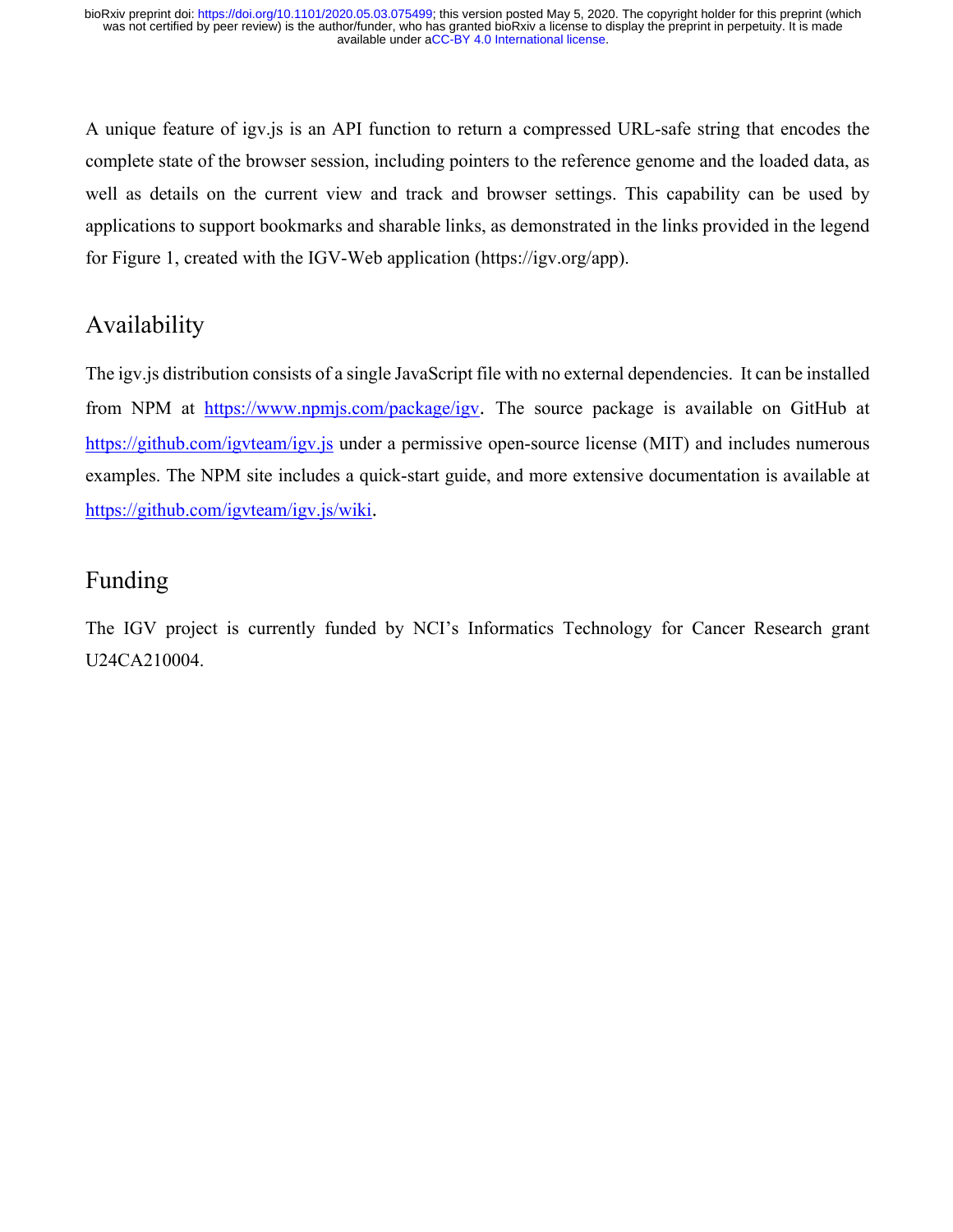A unique feature of igv.js is an API function to return a compressed URL-safe string that encodes the complete state of the browser session, including pointers to the reference genome and the loaded data, as well as details on the current view and track and browser settings. This capability can be used by applications to support bookmarks and sharable links, as demonstrated in the links provided in the legend for Figure 1, created with the IGV-Web application (https://igv.org/app).

## Availability

The igv.js distribution consists of a single JavaScript file with no external dependencies. It can be installed from NPM at https://www.npmjs.com/package/igv. The source package is available on GitHub at https://github.com/igvteam/igv.js under a permissive open-source license (MIT) and includes numerous examples. The NPM site includes a quick-start guide, and more extensive documentation is available at https://github.com/igvteam/igv.js/wiki.

## Funding

The IGV project is currently funded by NCI's Informatics Technology for Cancer Research grant U24CA210004.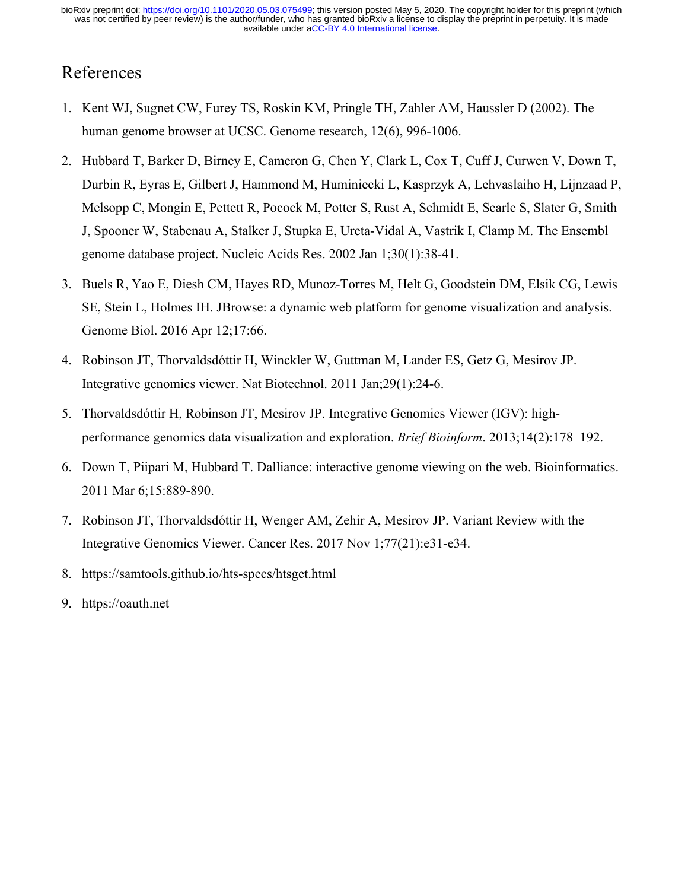# References

1. Kent WJ, Sugnet CW, Furey TS, Roskin KM, Pringle TH, Zahler AM, Haussler D (2002). The human genome browser at UCSC. Genome research, 12(6), 996-1006.
2. Hubbard T, Barker D, Birney E, Cameron G, Chen Y, Clark L, Cox T, Cuff J, Curwen V, Down T, Durbin R, Eyras E, Gilbert J, Hammond M, Huminiecki L, Kasprzyk A, Lehvaslaiho H, Lijnzaad P, Melsopp C, Mongin E, Pettett R, Pocock M, Potter S, Rust A, Schmidt E, Searle S, Slater G, Smith J, Spooner W, Stabenau A, Stalker J, Stupka E, Ureta-Vidal A, Vastrik I, Clamp M. The Ensembl genome database project. Nucleic Acids Res. 2002 Jan 1;30(1):38-41.
3. Buels R, Yao E, Diesh CM, Hayes RD, Munoz-Torres M, Helt G, Goodstein DM, Elsik CG, Lewis SE, Stein L, Holmes IH. JBrowse: a dynamic web platform for genome visualization and analysis. Genome Biol. 2016 Apr 12;17:66.
4. Robinson JT, Thorvaldsdóttir H, Winckler W, Guttman M, Lander ES, Getz G, Mesirov JP. Integrative genomics viewer. Nat Biotechnol. 2011 Jan;29(1):24-6.
5. Thorvaldsdóttir H, Robinson JT, Mesirov JP. Integrative Genomics Viewer (IGV): high-performance genomics data visualization and exploration. *Brief Bioinform*. 2013;14(2):178–192.
6. Down T, Piipari M, Hubbard T. Dalliance: interactive genome viewing on the web. Bioinformatics. 2011 Mar 6;15:889-890.
7. Robinson JT, Thorvaldsdóttir H, Wenger AM, Zehir A, Mesirov JP. Variant Review with the Integrative Genomics Viewer. Cancer Res. 2017 Nov 1;77(21):e31-e34.
8. https://samtools.github.io/hts-specs/htsget.html
9. https://oauth.net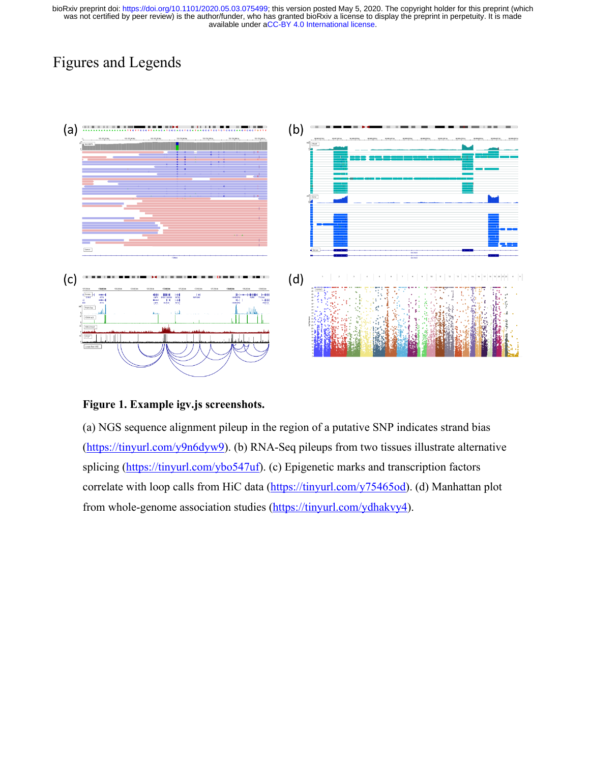# Figures and Legends

(a)

(b)

(c)

(d)

**Figure 1. Example igv.js screenshots.**

(a) NGS sequence alignment pileup in the region of a putative SNP indicates strand bias (https://tinyurl.com/y9n6dyw9). (b) RNA-Seq pileups from two tissues illustrate alternative splicing (https://tinyurl.com/ybo547uf). (c) Epigenetic marks and transcription factors correlate with loop calls from HiC data (https://tinyurl.com/y75465od). (d) Manhattan plot from whole-genome association studies (https://tinyurl.com/ydhakvy4).